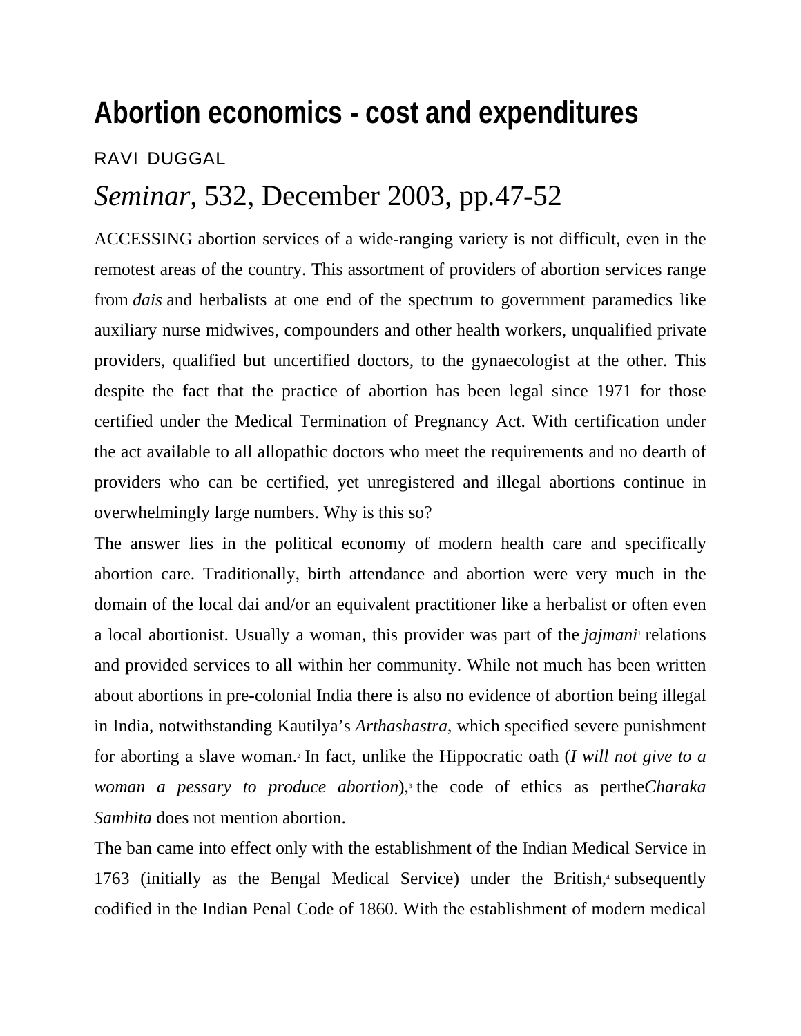# Abortion economics - cost and expenditures

RAVI DUGGAL

*Seminar*, 532, December 2003, pp.47-52

ACCESSING abortion services of a wide-ranging variety is not difficult, even in the remotest areas of the country. This assortment of providers of abortion services range from *dais* and herbalists at one end of the spectrum to government paramedics like auxiliary nurse midwives, compounders and other health workers, unqualified private providers, qualified but uncertified doctors, to the gynaecologist at the other. This despite the fact that the practice of abortion has been legal since 1971 for those certified under the Medical Termination of Pregnancy Act. With certification under the act available to all allopathic doctors who meet the requirements and no dearth of providers who can be certified, yet unregistered and illegal abortions continue in overwhelmingly large numbers. Why is this so?

The answer lies in the political economy of modern health care and specifically abortion care. Traditionally, birth attendance and abortion were very much in the domain of the local dai and/or an equivalent practitioner like a herbalist or often even a local abortionist. Usually a woman, this provider was part of the *jajmani*[1] relations and provided services to all within her community. While not much has been written about abortions in pre-colonial India there is also no evidence of abortion being illegal in India, notwithstanding Kautilya's *Arthashastra*, which specified severe punishment for aborting a slave woman.[2] In fact, unlike the Hippocratic oath (*I will not give to a woman a pessary to produce abortion*),[3] the code of ethics as perthe*Charaka Samhita* does not mention abortion.

The ban came into effect only with the establishment of the Indian Medical Service in 1763 (initially as the Bengal Medical Service) under the British,[4] subsequently codified in the Indian Penal Code of 1860. With the establishment of modern medical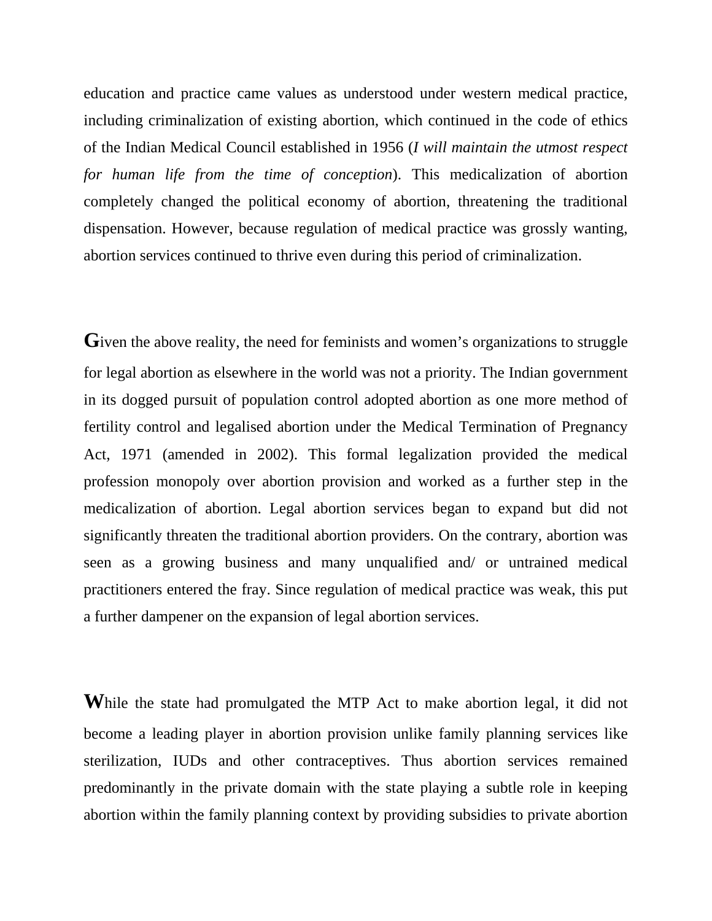education and practice came values as understood under western medical practice, including criminalization of existing abortion, which continued in the code of ethics of the Indian Medical Council established in 1956 (*I will maintain the utmost respect for human life from the time of conception*). This medicalization of abortion completely changed the political economy of abortion, threatening the traditional dispensation. However, because regulation of medical practice was grossly wanting, abortion services continued to thrive even during this period of criminalization.

Given the above reality, the need for feminists and women's organizations to struggle for legal abortion as elsewhere in the world was not a priority. The Indian government in its dogged pursuit of population control adopted abortion as one more method of fertility control and legalised abortion under the Medical Termination of Pregnancy Act, 1971 (amended in 2002). This formal legalization provided the medical profession monopoly over abortion provision and worked as a further step in the medicalization of abortion. Legal abortion services began to expand but did not significantly threaten the traditional abortion providers. On the contrary, abortion was seen as a growing business and many unqualified and/ or untrained medical practitioners entered the fray. Since regulation of medical practice was weak, this put a further dampener on the expansion of legal abortion services.

While the state had promulgated the MTP Act to make abortion legal, it did not become a leading player in abortion provision unlike family planning services like sterilization, IUDs and other contraceptives. Thus abortion services remained predominantly in the private domain with the state playing a subtle role in keeping abortion within the family planning context by providing subsidies to private abortion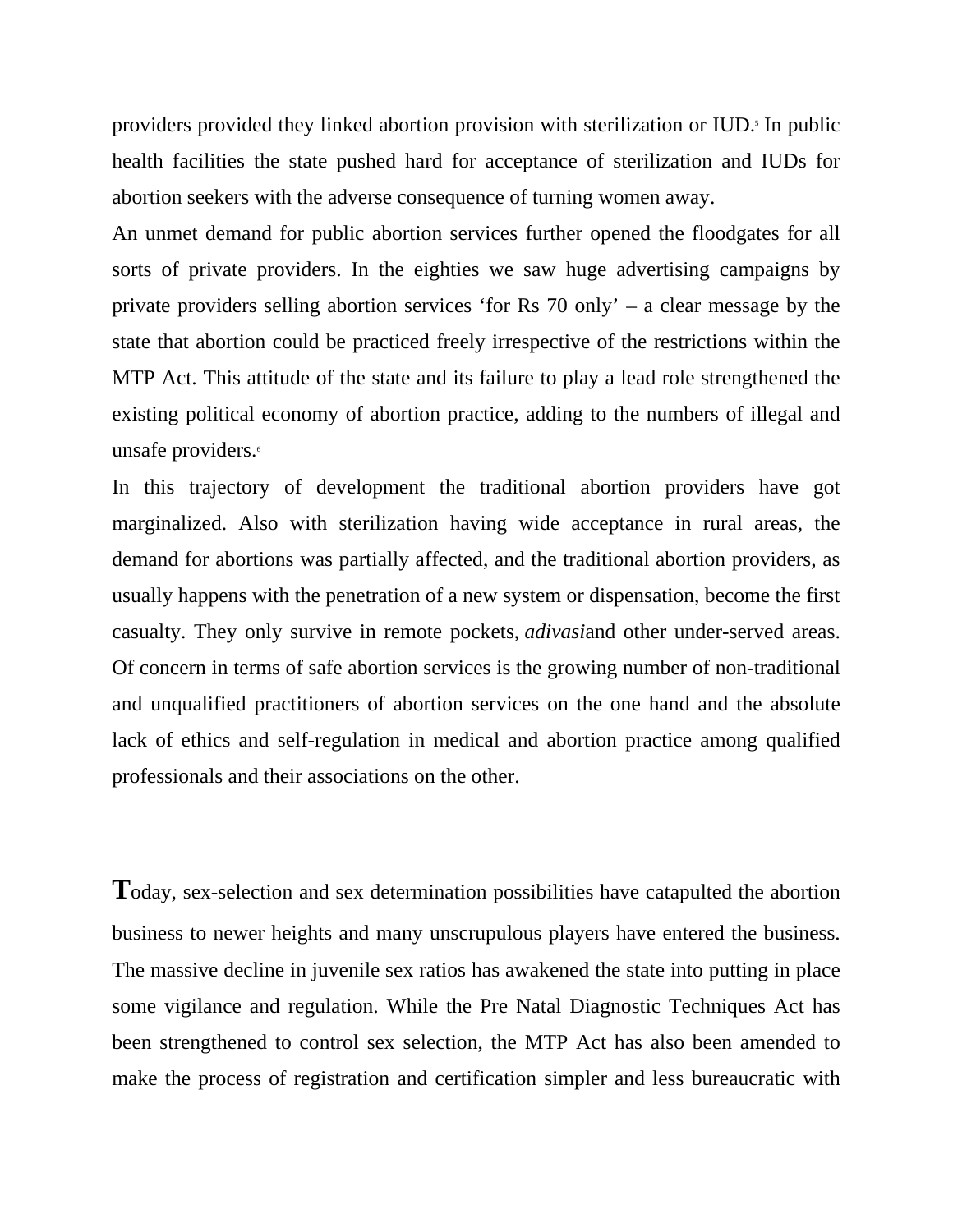providers provided they linked abortion provision with sterilization or IUD.[5] In public health facilities the state pushed hard for acceptance of sterilization and IUDs for abortion seekers with the adverse consequence of turning women away.

An unmet demand for public abortion services further opened the floodgates for all sorts of private providers. In the eighties we saw huge advertising campaigns by private providers selling abortion services 'for Rs 70 only' – a clear message by the state that abortion could be practiced freely irrespective of the restrictions within the MTP Act. This attitude of the state and its failure to play a lead role strengthened the existing political economy of abortion practice, adding to the numbers of illegal and unsafe providers.[6]

In this trajectory of development the traditional abortion providers have got marginalized. Also with sterilization having wide acceptance in rural areas, the demand for abortions was partially affected, and the traditional abortion providers, as usually happens with the penetration of a new system or dispensation, become the first casualty. They only survive in remote pockets, *adivasi*and other under-served areas. Of concern in terms of safe abortion services is the growing number of non-traditional and unqualified practitioners of abortion services on the one hand and the absolute lack of ethics and self-regulation in medical and abortion practice among qualified professionals and their associations on the other.

Today, sex-selection and sex determination possibilities have catapulted the abortion business to newer heights and many unscrupulous players have entered the business. The massive decline in juvenile sex ratios has awakened the state into putting in place some vigilance and regulation. While the Pre Natal Diagnostic Techniques Act has been strengthened to control sex selection, the MTP Act has also been amended to make the process of registration and certification simpler and less bureaucratic with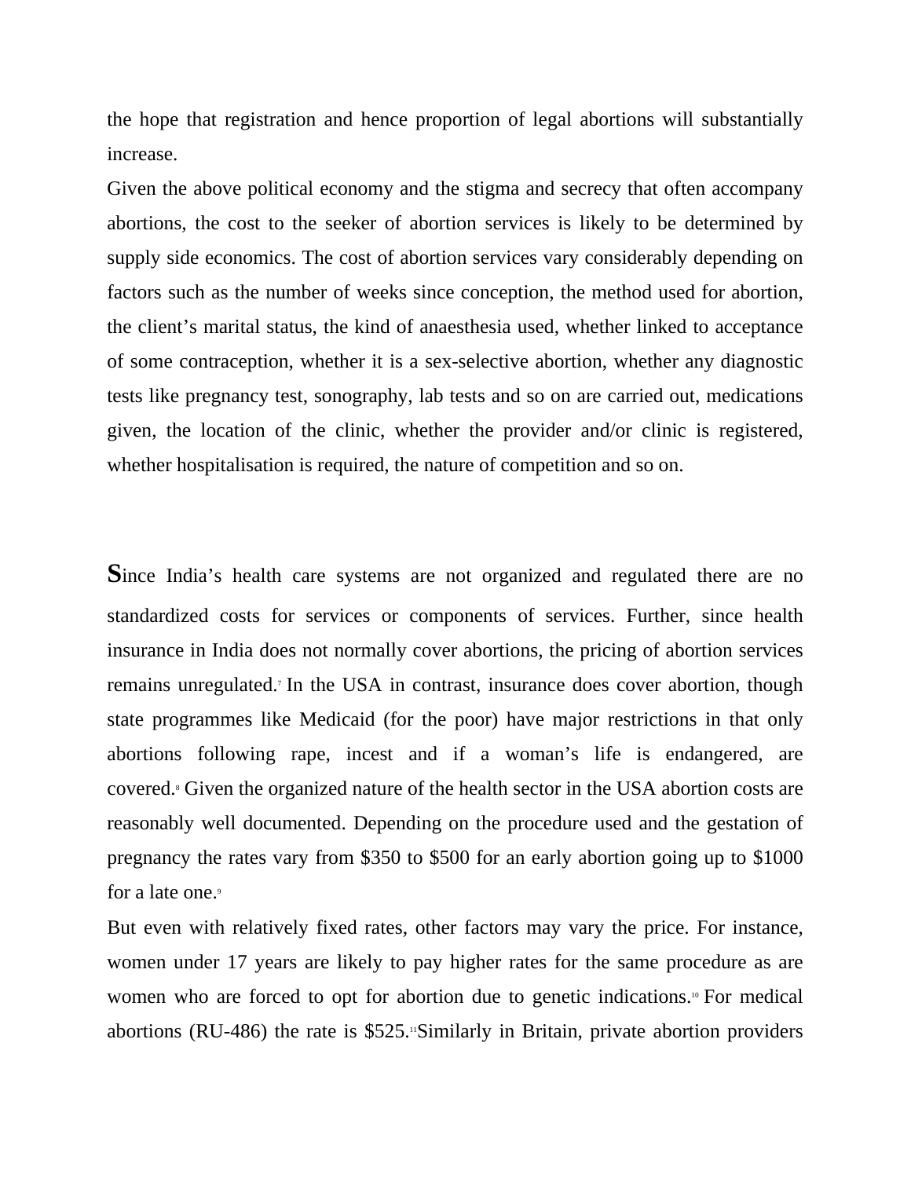the hope that registration and hence proportion of legal abortions will substantially increase.

Given the above political economy and the stigma and secrecy that often accompany abortions, the cost to the seeker of abortion services is likely to be determined by supply side economics. The cost of abortion services vary considerably depending on factors such as the number of weeks since conception, the method used for abortion, the client's marital status, the kind of anaesthesia used, whether linked to acceptance of some contraception, whether it is a sex-selective abortion, whether any diagnostic tests like pregnancy test, sonography, lab tests and so on are carried out, medications given, the location of the clinic, whether the provider and/or clinic is registered, whether hospitalisation is required, the nature of competition and so on.

Since India's health care systems are not organized and regulated there are no standardized costs for services or components of services. Further, since health insurance in India does not normally cover abortions, the pricing of abortion services remains unregulated.[7] In the USA in contrast, insurance does cover abortion, though state programmes like Medicaid (for the poor) have major restrictions in that only abortions following rape, incest and if a woman's life is endangered, are covered.[8] Given the organized nature of the health sector in the USA abortion costs are reasonably well documented. Depending on the procedure used and the gestation of pregnancy the rates vary from $350 to $500 for an early abortion going up to $1000 for a late one.[9]

But even with relatively fixed rates, other factors may vary the price. For instance, women under 17 years are likely to pay higher rates for the same procedure as are women who are forced to opt for abortion due to genetic indications.[10] For medical abortions (RU-486) the rate is $525.[11] Similarly in Britain, private abortion providers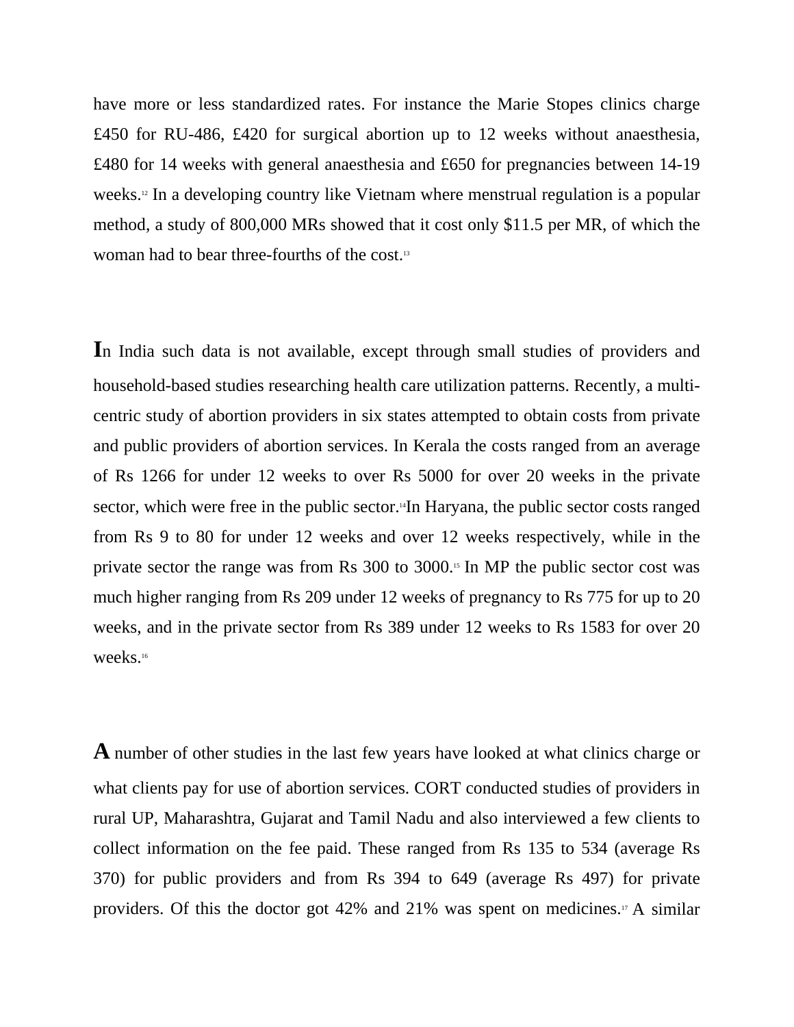have more or less standardized rates. For instance the Marie Stopes clinics charge £450 for RU-486, £420 for surgical abortion up to 12 weeks without anaesthesia, £480 for 14 weeks with general anaesthesia and £650 for pregnancies between 14-19 weeks.[12] In a developing country like Vietnam where menstrual regulation is a popular method, a study of 800,000 MRs showed that it cost only $11.5 per MR, of which the woman had to bear three-fourths of the cost.[13]

In India such data is not available, except through small studies of providers and household-based studies researching health care utilization patterns. Recently, a multi-centric study of abortion providers in six states attempted to obtain costs from private and public providers of abortion services. In Kerala the costs ranged from an average of Rs 1266 for under 12 weeks to over Rs 5000 for over 20 weeks in the private sector, which were free in the public sector.[14] In Haryana, the public sector costs ranged from Rs 9 to 80 for under 12 weeks and over 12 weeks respectively, while in the private sector the range was from Rs 300 to 3000.[15] In MP the public sector cost was much higher ranging from Rs 209 under 12 weeks of pregnancy to Rs 775 for up to 20 weeks, and in the private sector from Rs 389 under 12 weeks to Rs 1583 for over 20 weeks.[16]

A number of other studies in the last few years have looked at what clinics charge or what clients pay for use of abortion services. CORT conducted studies of providers in rural UP, Maharashtra, Gujarat and Tamil Nadu and also interviewed a few clients to collect information on the fee paid. These ranged from Rs 135 to 534 (average Rs 370) for public providers and from Rs 394 to 649 (average Rs 497) for private providers. Of this the doctor got 42% and 21% was spent on medicines.[17] A similar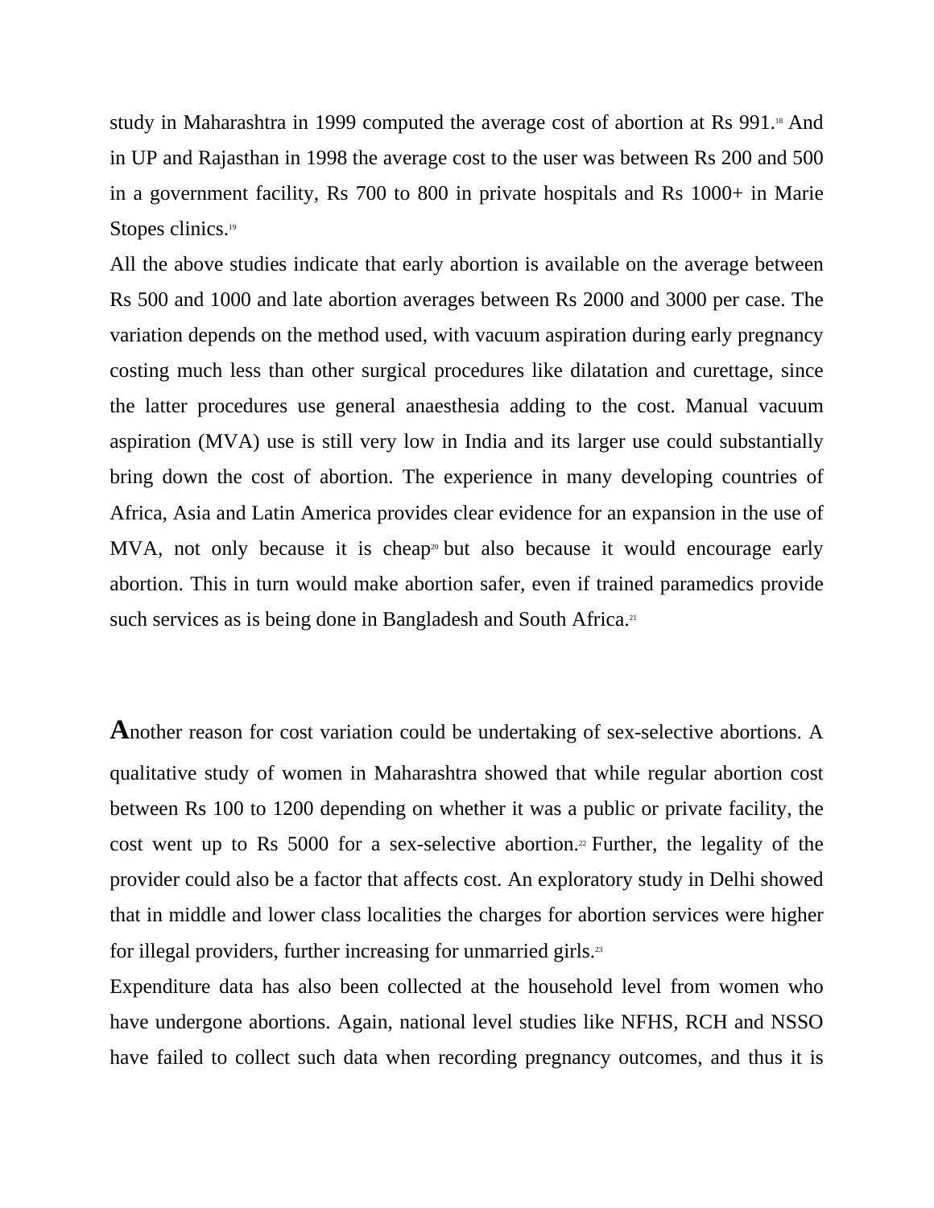study in Maharashtra in 1999 computed the average cost of abortion at Rs 991.[18] And in UP and Rajasthan in 1998 the average cost to the user was between Rs 200 and 500 in a government facility, Rs 700 to 800 in private hospitals and Rs 1000+ in Marie Stopes clinics.[19]

All the above studies indicate that early abortion is available on the average between Rs 500 and 1000 and late abortion averages between Rs 2000 and 3000 per case. The variation depends on the method used, with vacuum aspiration during early pregnancy costing much less than other surgical procedures like dilatation and curettage, since the latter procedures use general anaesthesia adding to the cost. Manual vacuum aspiration (MVA) use is still very low in India and its larger use could substantially bring down the cost of abortion. The experience in many developing countries of Africa, Asia and Latin America provides clear evidence for an expansion in the use of MVA, not only because it is cheap[20] but also because it would encourage early abortion. This in turn would make abortion safer, even if trained paramedics provide such services as is being done in Bangladesh and South Africa.[21]

Another reason for cost variation could be undertaking of sex-selective abortions. A qualitative study of women in Maharashtra showed that while regular abortion cost between Rs 100 to 1200 depending on whether it was a public or private facility, the cost went up to Rs 5000 for a sex-selective abortion.[22] Further, the legality of the provider could also be a factor that affects cost. An exploratory study in Delhi showed that in middle and lower class localities the charges for abortion services were higher for illegal providers, further increasing for unmarried girls.[23]

Expenditure data has also been collected at the household level from women who have undergone abortions. Again, national level studies like NFHS, RCH and NSSO have failed to collect such data when recording pregnancy outcomes, and thus it is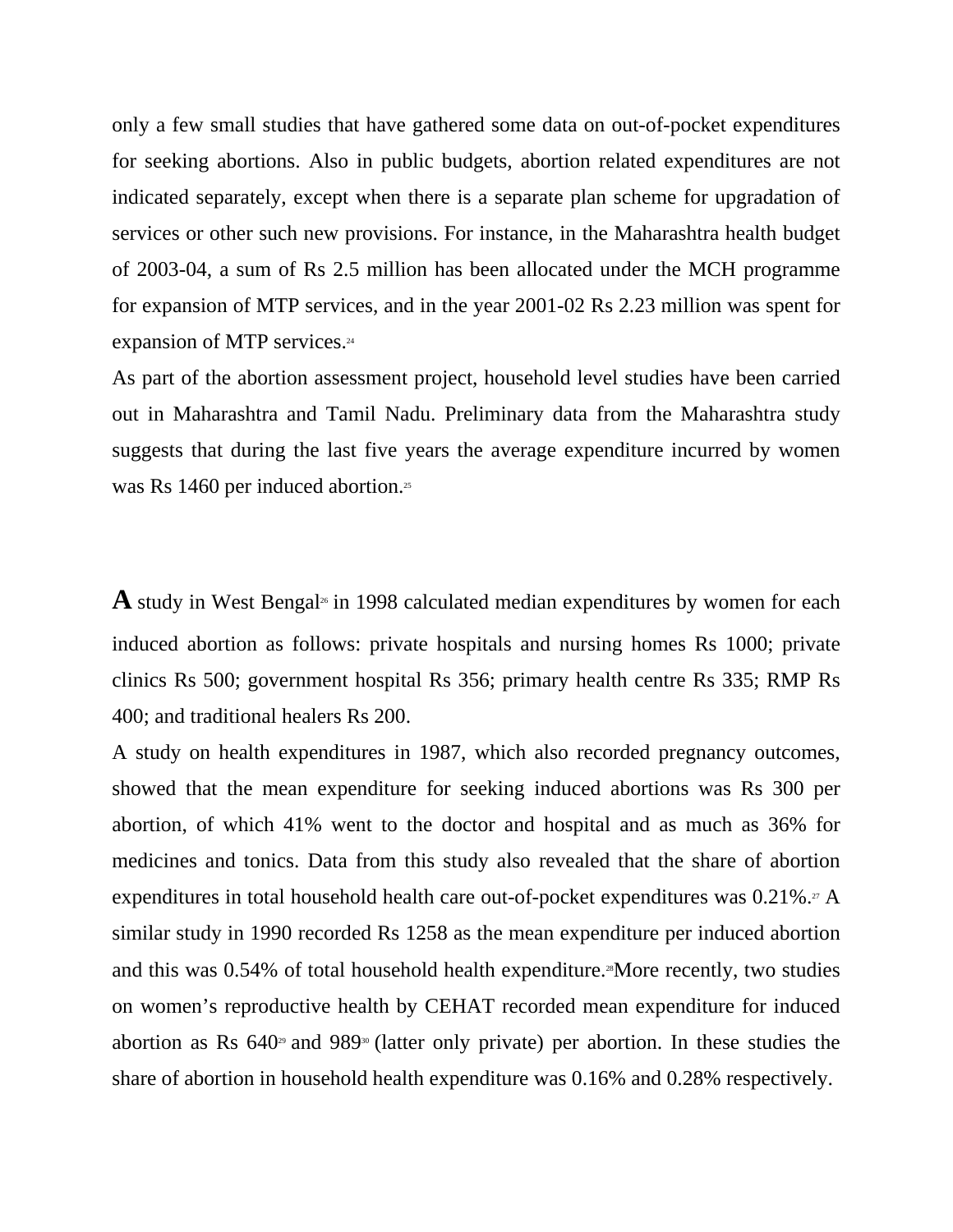only a few small studies that have gathered some data on out-of-pocket expenditures for seeking abortions. Also in public budgets, abortion related expenditures are not indicated separately, except when there is a separate plan scheme for upgradation of services or other such new provisions. For instance, in the Maharashtra health budget of 2003-04, a sum of Rs 2.5 million has been allocated under the MCH programme for expansion of MTP services, and in the year 2001-02 Rs 2.23 million was spent for expansion of MTP services.[24]

As part of the abortion assessment project, household level studies have been carried out in Maharashtra and Tamil Nadu. Preliminary data from the Maharashtra study suggests that during the last five years the average expenditure incurred by women was Rs 1460 per induced abortion.[25]

A study in West Bengal[26] in 1998 calculated median expenditures by women for each induced abortion as follows: private hospitals and nursing homes Rs 1000; private clinics Rs 500; government hospital Rs 356; primary health centre Rs 335; RMP Rs 400; and traditional healers Rs 200.

A study on health expenditures in 1987, which also recorded pregnancy outcomes, showed that the mean expenditure for seeking induced abortions was Rs 300 per abortion, of which 41% went to the doctor and hospital and as much as 36% for medicines and tonics. Data from this study also revealed that the share of abortion expenditures in total household health care out-of-pocket expenditures was 0.21%.[27] A similar study in 1990 recorded Rs 1258 as the mean expenditure per induced abortion and this was 0.54% of total household health expenditure.[28] More recently, two studies on women's reproductive health by CEHAT recorded mean expenditure for induced abortion as Rs 640[29] and 989[30] (latter only private) per abortion. In these studies the share of abortion in household health expenditure was 0.16% and 0.28% respectively.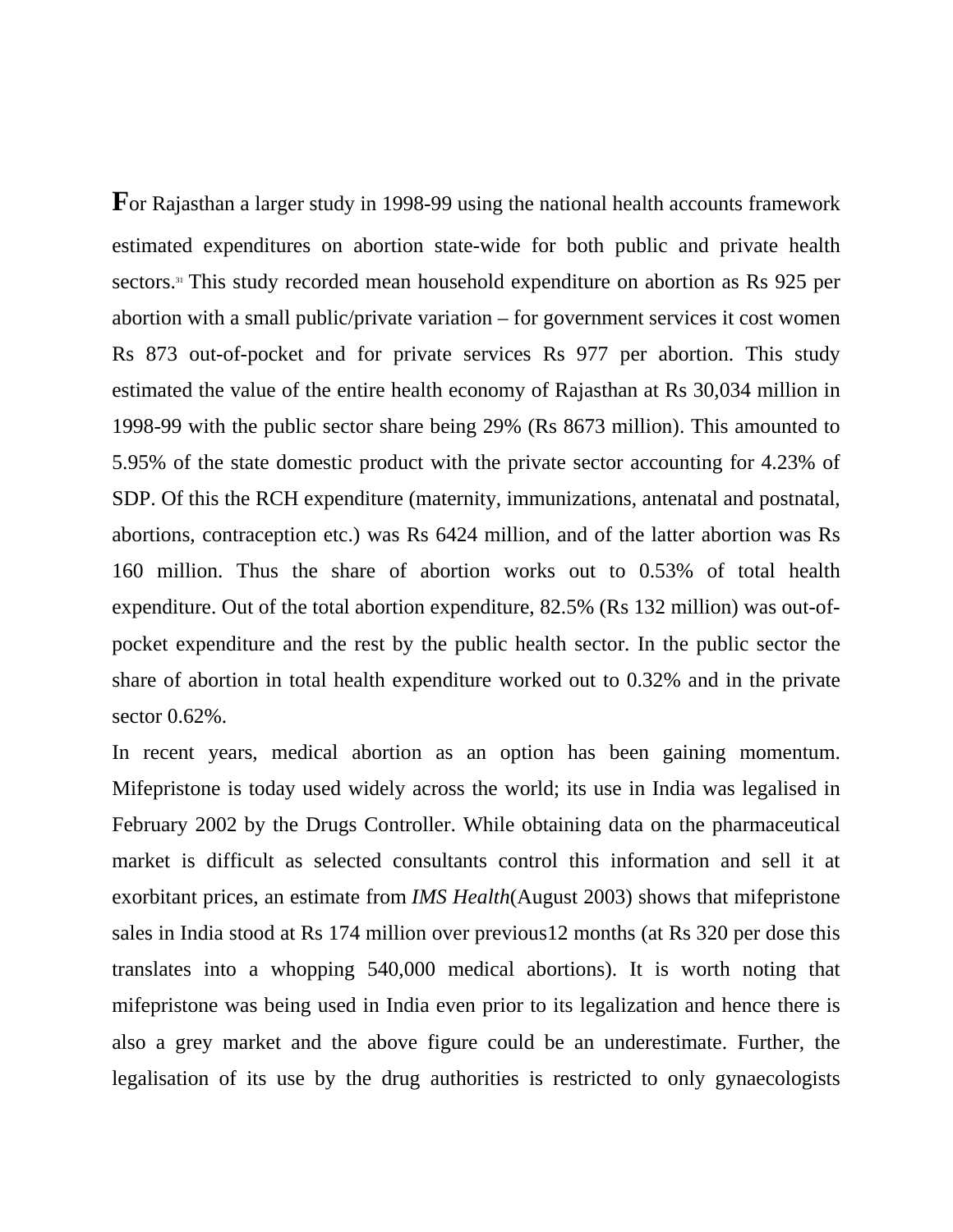For Rajasthan a larger study in 1998-99 using the national health accounts framework estimated expenditures on abortion state-wide for both public and private health sectors.[31] This study recorded mean household expenditure on abortion as Rs 925 per abortion with a small public/private variation – for government services it cost women Rs 873 out-of-pocket and for private services Rs 977 per abortion. This study estimated the value of the entire health economy of Rajasthan at Rs 30,034 million in 1998-99 with the public sector share being 29% (Rs 8673 million). This amounted to 5.95% of the state domestic product with the private sector accounting for 4.23% of SDP. Of this the RCH expenditure (maternity, immunizations, antenatal and postnatal, abortions, contraception etc.) was Rs 6424 million, and of the latter abortion was Rs 160 million. Thus the share of abortion works out to 0.53% of total health expenditure. Out of the total abortion expenditure, 82.5% (Rs 132 million) was out-of-pocket expenditure and the rest by the public health sector. In the public sector the share of abortion in total health expenditure worked out to 0.32% and in the private sector 0.62%.

In recent years, medical abortion as an option has been gaining momentum. Mifepristone is today used widely across the world; its use in India was legalised in February 2002 by the Drugs Controller. While obtaining data on the pharmaceutical market is difficult as selected consultants control this information and sell it at exorbitant prices, an estimate from *IMS Health*(August 2003) shows that mifepristone sales in India stood at Rs 174 million over previous12 months (at Rs 320 per dose this translates into a whopping 540,000 medical abortions). It is worth noting that mifepristone was being used in India even prior to its legalization and hence there is also a grey market and the above figure could be an underestimate. Further, the legalisation of its use by the drug authorities is restricted to only gynaecologists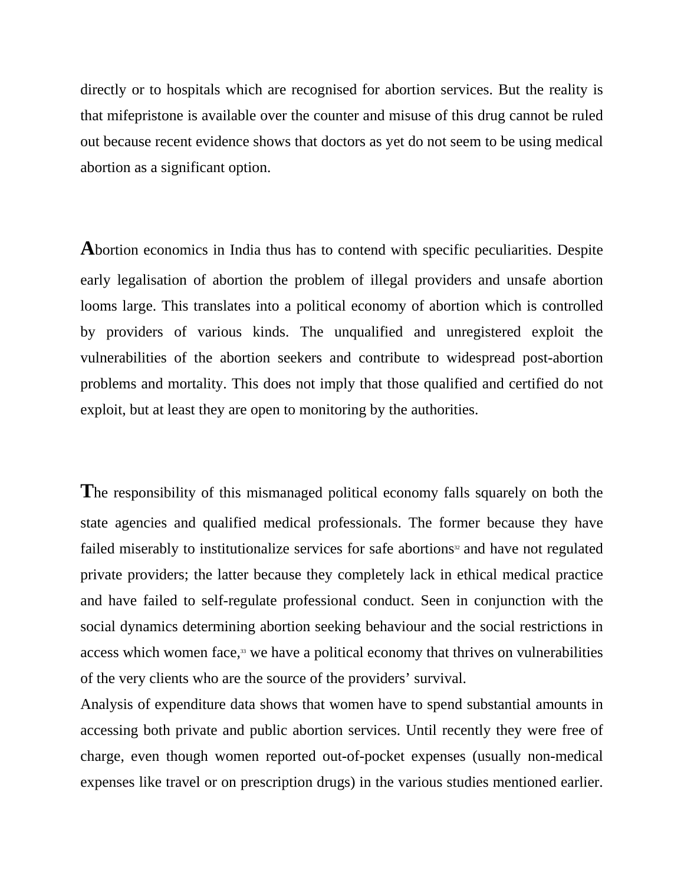directly or to hospitals which are recognised for abortion services. But the reality is that mifepristone is available over the counter and misuse of this drug cannot be ruled out because recent evidence shows that doctors as yet do not seem to be using medical abortion as a significant option.

Abortion economics in India thus has to contend with specific peculiarities. Despite early legalisation of abortion the problem of illegal providers and unsafe abortion looms large. This translates into a political economy of abortion which is controlled by providers of various kinds. The unqualified and unregistered exploit the vulnerabilities of the abortion seekers and contribute to widespread post-abortion problems and mortality. This does not imply that those qualified and certified do not exploit, but at least they are open to monitoring by the authorities.

The responsibility of this mismanaged political economy falls squarely on both the state agencies and qualified medical professionals. The former because they have failed miserably to institutionalize services for safe abortions[32] and have not regulated private providers; the latter because they completely lack in ethical medical practice and have failed to self-regulate professional conduct. Seen in conjunction with the social dynamics determining abortion seeking behaviour and the social restrictions in access which women face,[33] we have a political economy that thrives on vulnerabilities of the very clients who are the source of the providers' survival.

Analysis of expenditure data shows that women have to spend substantial amounts in accessing both private and public abortion services. Until recently they were free of charge, even though women reported out-of-pocket expenses (usually non-medical expenses like travel or on prescription drugs) in the various studies mentioned earlier.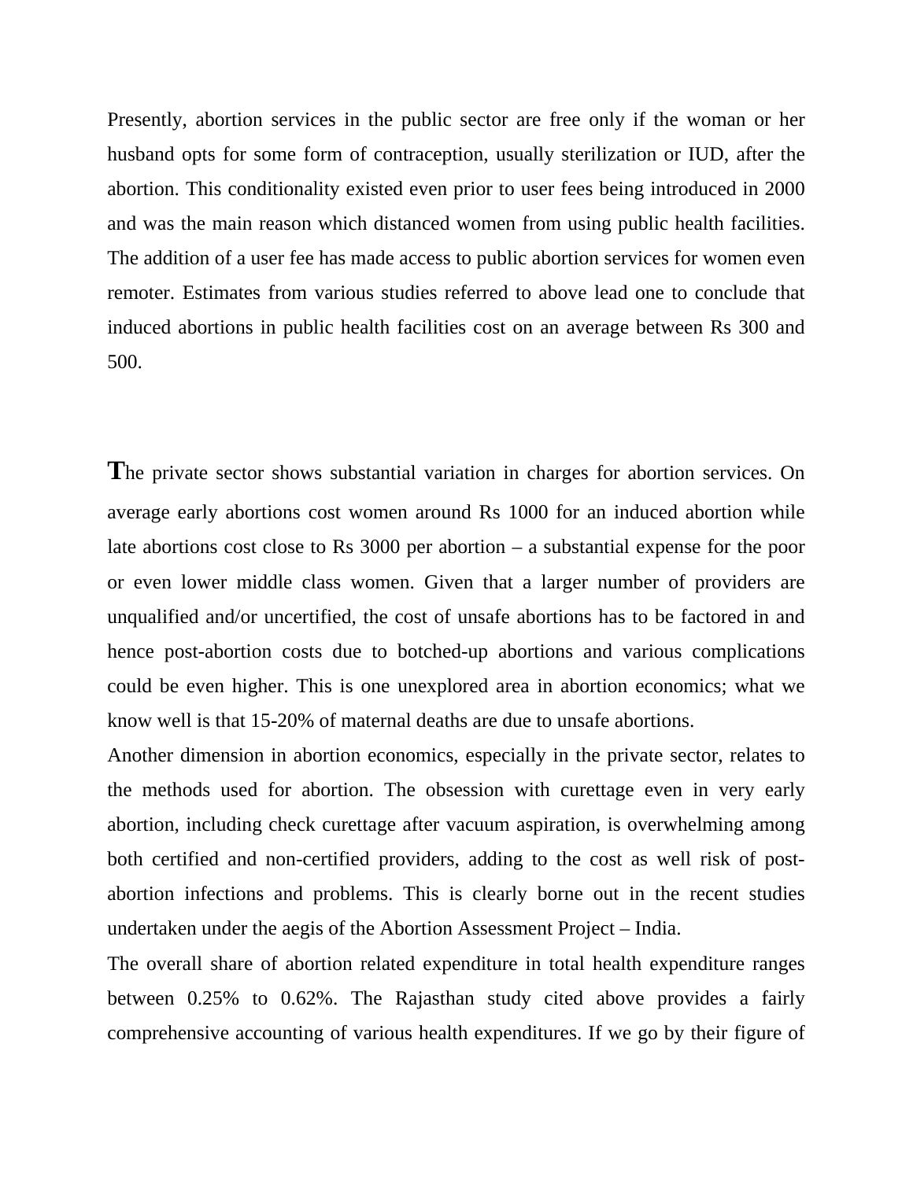Presently, abortion services in the public sector are free only if the woman or her husband opts for some form of contraception, usually sterilization or IUD, after the abortion. This conditionality existed even prior to user fees being introduced in 2000 and was the main reason which distanced women from using public health facilities. The addition of a user fee has made access to public abortion services for women even remoter. Estimates from various studies referred to above lead one to conclude that induced abortions in public health facilities cost on an average between Rs 300 and 500.

The private sector shows substantial variation in charges for abortion services. On average early abortions cost women around Rs 1000 for an induced abortion while late abortions cost close to Rs 3000 per abortion – a substantial expense for the poor or even lower middle class women. Given that a larger number of providers are unqualified and/or uncertified, the cost of unsafe abortions has to be factored in and hence post-abortion costs due to botched-up abortions and various complications could be even higher. This is one unexplored area in abortion economics; what we know well is that 15-20% of maternal deaths are due to unsafe abortions.

Another dimension in abortion economics, especially in the private sector, relates to the methods used for abortion. The obsession with curettage even in very early abortion, including check curettage after vacuum aspiration, is overwhelming among both certified and non-certified providers, adding to the cost as well risk of post-abortion infections and problems. This is clearly borne out in the recent studies undertaken under the aegis of the Abortion Assessment Project – India.

The overall share of abortion related expenditure in total health expenditure ranges between 0.25% to 0.62%. The Rajasthan study cited above provides a fairly comprehensive accounting of various health expenditures. If we go by their figure of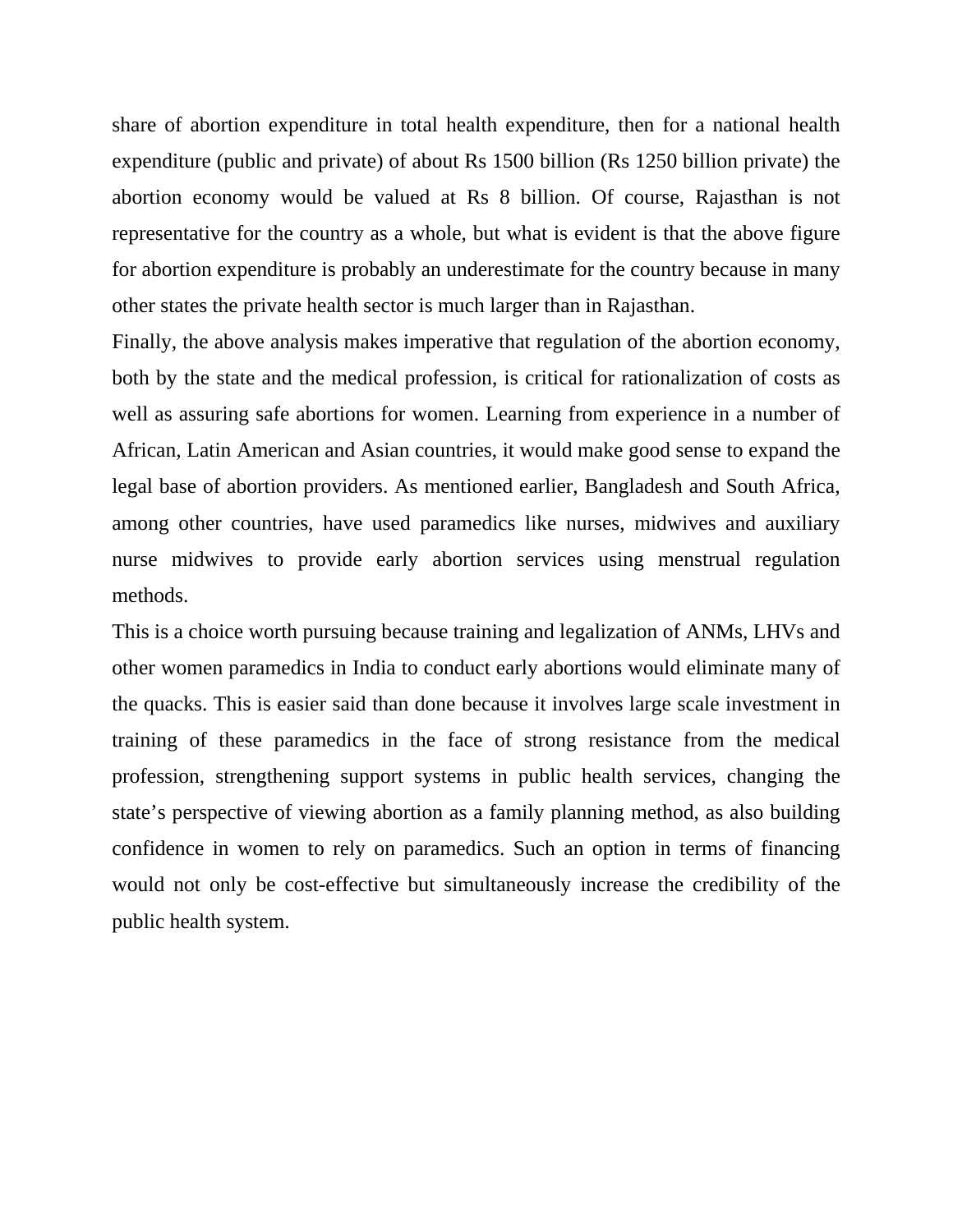share of abortion expenditure in total health expenditure, then for a national health expenditure (public and private) of about Rs 1500 billion (Rs 1250 billion private) the abortion economy would be valued at Rs 8 billion. Of course, Rajasthan is not representative for the country as a whole, but what is evident is that the above figure for abortion expenditure is probably an underestimate for the country because in many other states the private health sector is much larger than in Rajasthan.

Finally, the above analysis makes imperative that regulation of the abortion economy, both by the state and the medical profession, is critical for rationalization of costs as well as assuring safe abortions for women. Learning from experience in a number of African, Latin American and Asian countries, it would make good sense to expand the legal base of abortion providers. As mentioned earlier, Bangladesh and South Africa, among other countries, have used paramedics like nurses, midwives and auxiliary nurse midwives to provide early abortion services using menstrual regulation methods.

This is a choice worth pursuing because training and legalization of ANMs, LHVs and other women paramedics in India to conduct early abortions would eliminate many of the quacks. This is easier said than done because it involves large scale investment in training of these paramedics in the face of strong resistance from the medical profession, strengthening support systems in public health services, changing the state's perspective of viewing abortion as a family planning method, as also building confidence in women to rely on paramedics. Such an option in terms of financing would not only be cost-effective but simultaneously increase the credibility of the public health system.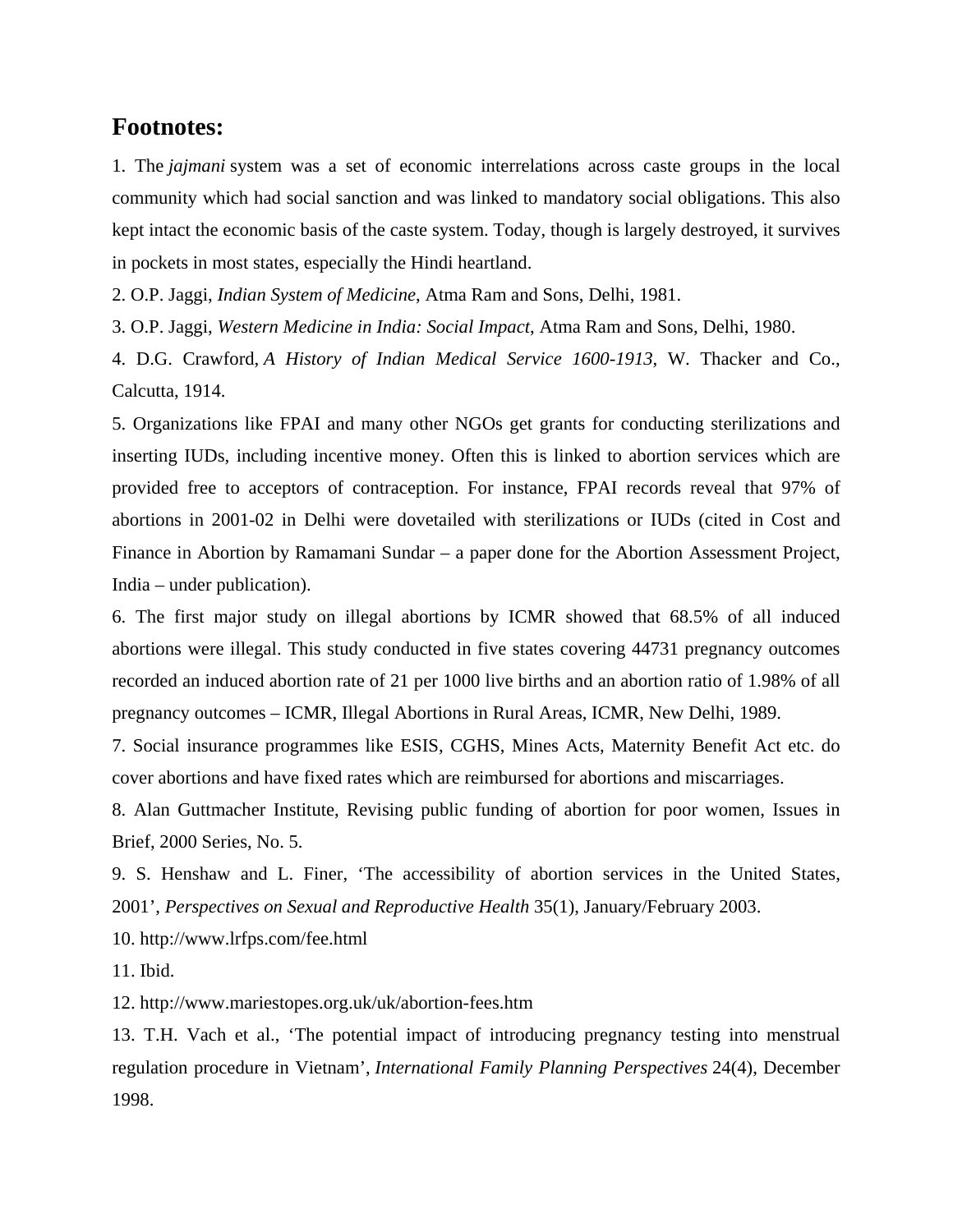## Footnotes:

1. The *jajmani* system was a set of economic interrelations across caste groups in the local community which had social sanction and was linked to mandatory social obligations. This also kept intact the economic basis of the caste system. Today, though is largely destroyed, it survives in pockets in most states, especially the Hindi heartland.

2. O.P. Jaggi, *Indian System of Medicine*, Atma Ram and Sons, Delhi, 1981.

3. O.P. Jaggi, *Western Medicine in India: Social Impact*, Atma Ram and Sons, Delhi, 1980.

4. D.G. Crawford, *A History of Indian Medical Service 1600-1913*, W. Thacker and Co., Calcutta, 1914.

5. Organizations like FPAI and many other NGOs get grants for conducting sterilizations and inserting IUDs, including incentive money. Often this is linked to abortion services which are provided free to acceptors of contraception. For instance, FPAI records reveal that 97% of abortions in 2001-02 in Delhi were dovetailed with sterilizations or IUDs (cited in Cost and Finance in Abortion by Ramamani Sundar – a paper done for the Abortion Assessment Project, India – under publication).

6. The first major study on illegal abortions by ICMR showed that 68.5% of all induced abortions were illegal. This study conducted in five states covering 44731 pregnancy outcomes recorded an induced abortion rate of 21 per 1000 live births and an abortion ratio of 1.98% of all pregnancy outcomes – ICMR, Illegal Abortions in Rural Areas, ICMR, New Delhi, 1989.

7. Social insurance programmes like ESIS, CGHS, Mines Acts, Maternity Benefit Act etc. do cover abortions and have fixed rates which are reimbursed for abortions and miscarriages.

8. Alan Guttmacher Institute, Revising public funding of abortion for poor women, Issues in Brief, 2000 Series, No. 5.

9. S. Henshaw and L. Finer, 'The accessibility of abortion services in the United States, 2001', *Perspectives on Sexual and Reproductive Health* 35(1), January/February 2003.

10. http://www.lrfps.com/fee.html

11. Ibid.

12. http://www.mariestopes.org.uk/uk/abortion-fees.htm

13. T.H. Vach et al., 'The potential impact of introducing pregnancy testing into menstrual regulation procedure in Vietnam', *International Family Planning Perspectives* 24(4), December 1998.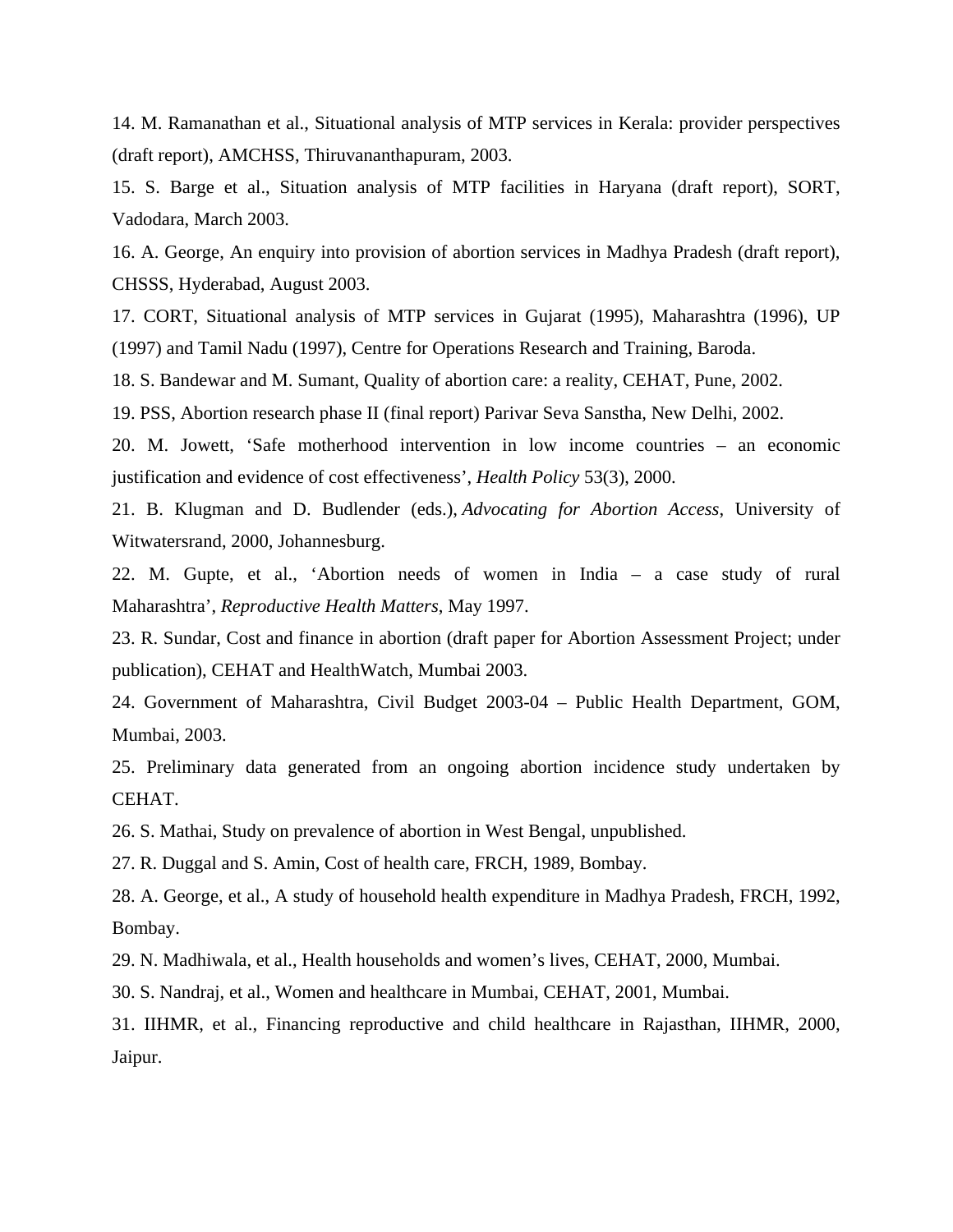14. M. Ramanathan et al., Situational analysis of MTP services in Kerala: provider perspectives (draft report), AMCHSS, Thiruvananthapuram, 2003.

15. S. Barge et al., Situation analysis of MTP facilities in Haryana (draft report), SORT, Vadodara, March 2003.

16. A. George, An enquiry into provision of abortion services in Madhya Pradesh (draft report), CHSSS, Hyderabad, August 2003.

17. CORT, Situational analysis of MTP services in Gujarat (1995), Maharashtra (1996), UP (1997) and Tamil Nadu (1997), Centre for Operations Research and Training, Baroda.

18. S. Bandewar and M. Sumant, Quality of abortion care: a reality, CEHAT, Pune, 2002.

19. PSS, Abortion research phase II (final report) Parivar Seva Sanstha, New Delhi, 2002.

20. M. Jowett, 'Safe motherhood intervention in low income countries – an economic justification and evidence of cost effectiveness', *Health Policy* 53(3), 2000.

21. B. Klugman and D. Budlender (eds.), *Advocating for Abortion Access*, University of Witwatersrand, 2000, Johannesburg.

22. M. Gupte, et al., 'Abortion needs of women in India – a case study of rural Maharashtra', *Reproductive Health Matters*, May 1997.

23. R. Sundar, Cost and finance in abortion (draft paper for Abortion Assessment Project; under publication), CEHAT and HealthWatch, Mumbai 2003.

24. Government of Maharashtra, Civil Budget 2003-04 – Public Health Department, GOM, Mumbai, 2003.

25. Preliminary data generated from an ongoing abortion incidence study undertaken by CEHAT.

26. S. Mathai, Study on prevalence of abortion in West Bengal, unpublished.

27. R. Duggal and S. Amin, Cost of health care, FRCH, 1989, Bombay.

28. A. George, et al., A study of household health expenditure in Madhya Pradesh, FRCH, 1992, Bombay.

29. N. Madhiwala, et al., Health households and women's lives, CEHAT, 2000, Mumbai.

30. S. Nandraj, et al., Women and healthcare in Mumbai, CEHAT, 2001, Mumbai.

31. IIHMR, et al., Financing reproductive and child healthcare in Rajasthan, IIHMR, 2000, Jaipur.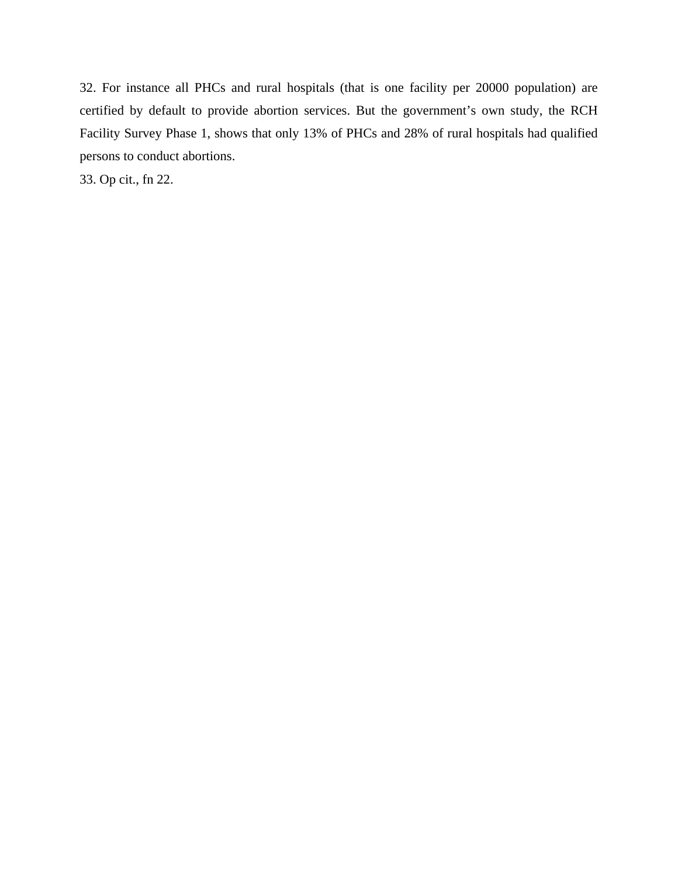32. For instance all PHCs and rural hospitals (that is one facility per 20000 population) are certified by default to provide abortion services. But the government's own study, the RCH Facility Survey Phase 1, shows that only 13% of PHCs and 28% of rural hospitals had qualified persons to conduct abortions.

33. Op cit., fn 22.